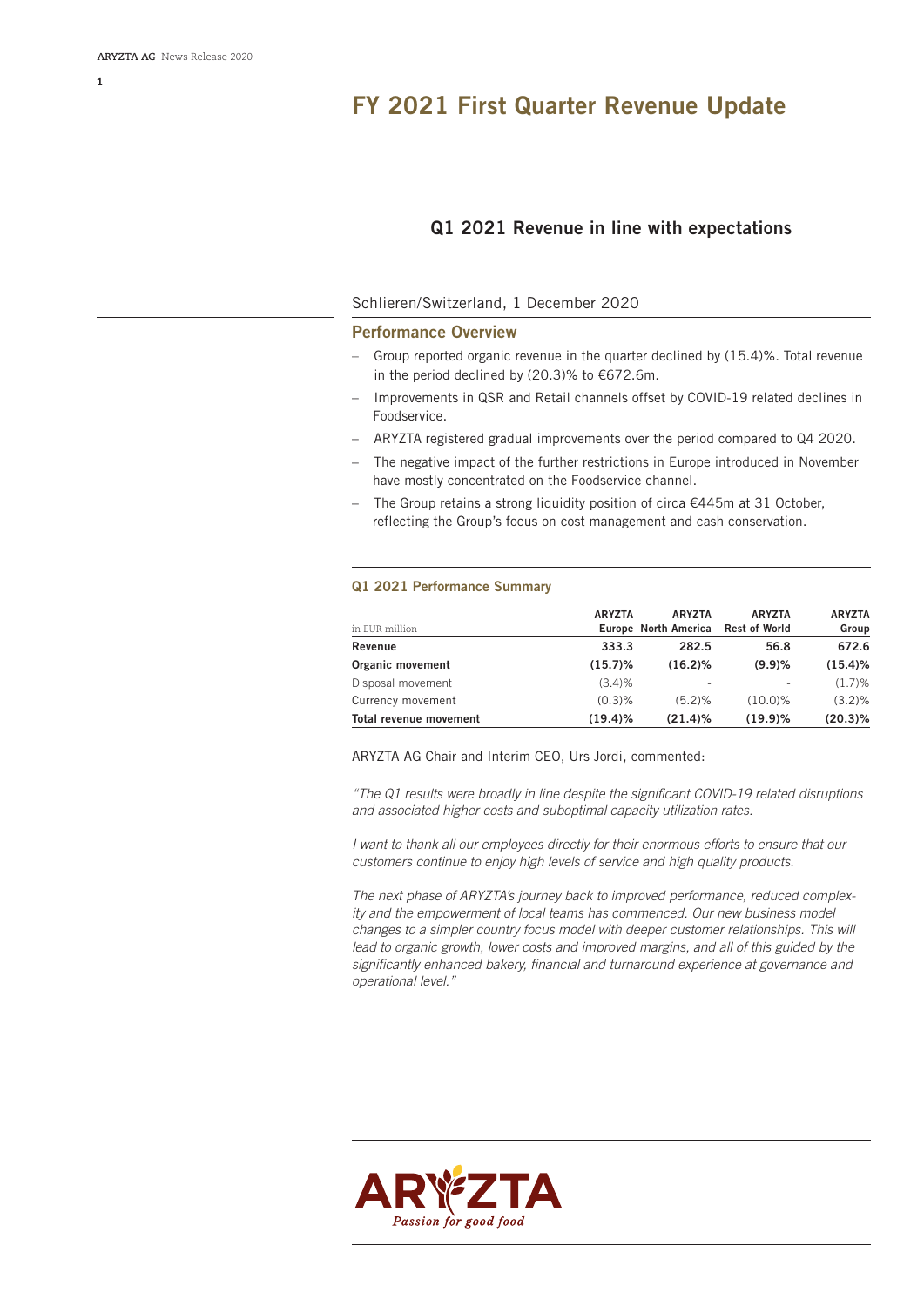# FY 2021 First Quarter Revenue Update

## Q1 2021 Revenue in line with expectations

Schlieren/Switzerland, 1 December 2020

### Performance Overview

- Group reported organic revenue in the quarter declined by (15.4)%. Total revenue in the period declined by (20.3)% to €672.6m.
- Improvements in QSR and Retail channels offset by COVID-19 related declines in Foodservice.
- ARYZTA registered gradual improvements over the period compared to Q4 2020.
- The negative impact of the further restrictions in Europe introduced in November have mostly concentrated on the Foodservice channel.
- The Group retains a strong liquidity position of circa €445m at 31 October, reflecting the Group's focus on cost management and cash conservation.

### Q1 2021 Performance Summary

| in EUR million | ARYZTA Europe | ARYZTA North America | ARYZTA Rest of World | ARYZTA Group |
|---|---|---|---|---|
| **Revenue** | **333.3** | **282.5** | **56.8** | **672.6** |
| **Organic movement** | **(15.7)%** | **(16.2)%** | **(9.9)%** | **(15.4)%** |
| Disposal movement | (3.4)% | - | - | (1.7)% |
| Currency movement | (0.3)% | (5.2)% | (10.0)% | (3.2)% |
| **Total revenue movement** | **(19.4)%** | **(21.4)%** | **(19.9)%** | **(20.3)%** |

ARYZTA AG Chair and Interim CEO, Urs Jordi, commented:

*"The Q1 results were broadly in line despite the significant COVID-19 related disruptions and associated higher costs and suboptimal capacity utilization rates.*

*I want to thank all our employees directly for their enormous efforts to ensure that our customers continue to enjoy high levels of service and high quality products.*

*The next phase of ARYZTA's journey back to improved performance, reduced complexity and the empowerment of local teams has commenced. Our new business model changes to a simpler country focus model with deeper customer relationships. This will lead to organic growth, lower costs and improved margins, and all of this guided by the significantly enhanced bakery, financial and turnaround experience at governance and operational level."*

ARYZTA
Passion for good food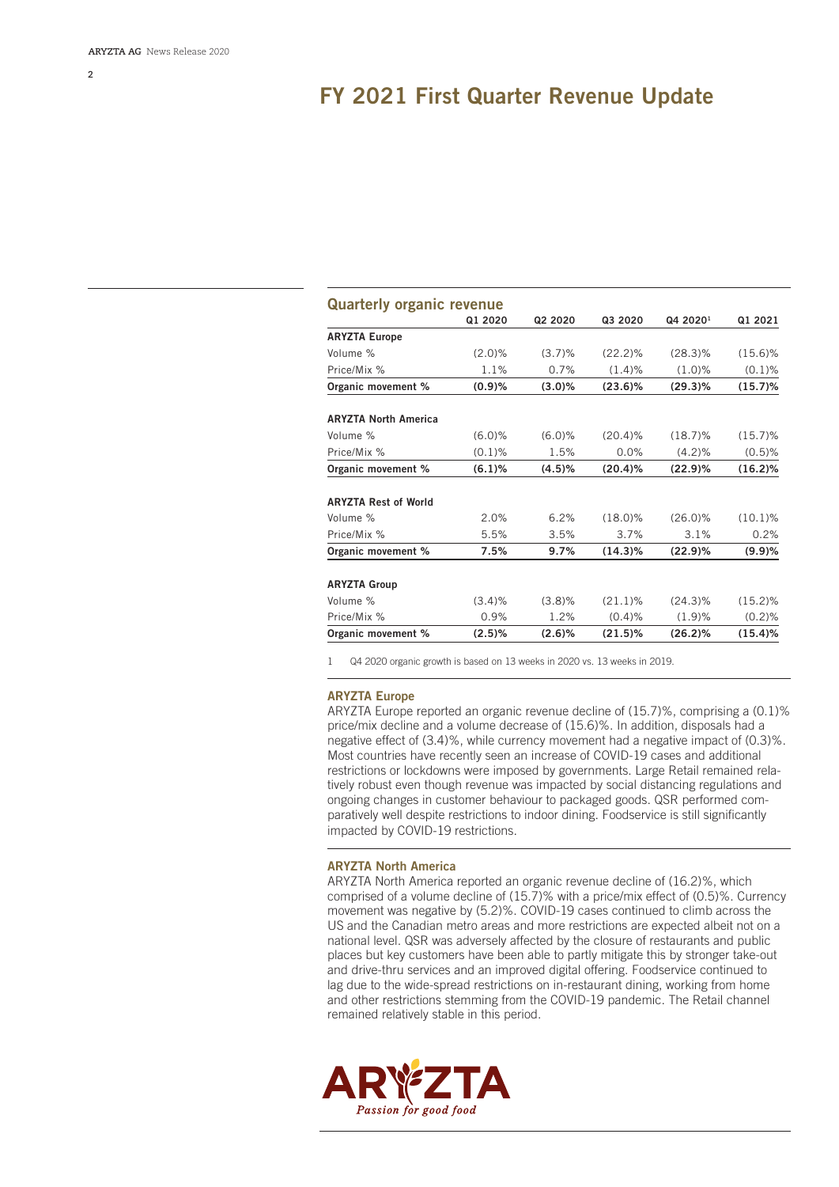# FY 2021 First Quarter Revenue Update

## Quarterly organic revenue

| | Q1 2020 | Q2 2020 | Q3 2020 | Q4 2020[1] | Q1 2021 |
|---|---|---|---|---|---|
| **ARYZTA Europe** | | | | | |
| Volume % | (2.0)% | (3.7)% | (22.2)% | (28.3)% | (15.6)% |
| Price/Mix % | 1.1% | 0.7% | (1.4)% | (1.0)% | (0.1)% |
| **Organic movement %** | **(0.9)%** | **(3.0)%** | **(23.6)%** | **(29.3)%** | **(15.7)%** |
| **ARYZTA North America** | | | | | |
| Volume % | (6.0)% | (6.0)% | (20.4)% | (18.7)% | (15.7)% |
| Price/Mix % | (0.1)% | 1.5% | 0.0% | (4.2)% | (0.5)% |
| **Organic movement %** | **(6.1)%** | **(4.5)%** | **(20.4)%** | **(22.9)%** | **(16.2)%** |
| **ARYZTA Rest of World** | | | | | |
| Volume % | 2.0% | 6.2% | (18.0)% | (26.0)% | (10.1)% |
| Price/Mix % | 5.5% | 3.5% | 3.7% | 3.1% | 0.2% |
| **Organic movement %** | **7.5%** | **9.7%** | **(14.3)%** | **(22.9)%** | **(9.9)%** |
| **ARYZTA Group** | | | | | |
| Volume % | (3.4)% | (3.8)% | (21.1)% | (24.3)% | (15.2)% |
| Price/Mix % | 0.9% | 1.2% | (0.4)% | (1.9)% | (0.2)% |
| **Organic movement %** | **(2.5)%** | **(2.6)%** | **(21.5)%** | **(26.2)%** | **(15.4)%** |

1 Q4 2020 organic growth is based on 13 weeks in 2020 vs. 13 weeks in 2019.

### ARYZTA Europe

ARYZTA Europe reported an organic revenue decline of (15.7)%, comprising a (0.1)% price/mix decline and a volume decrease of (15.6)%. In addition, disposals had a negative effect of (3.4)%, while currency movement had a negative impact of (0.3)%. Most countries have recently seen an increase of COVID-19 cases and additional restrictions or lockdowns were imposed by governments. Large Retail remained relatively robust even though revenue was impacted by social distancing regulations and ongoing changes in customer behaviour to packaged goods. QSR performed comparatively well despite restrictions to indoor dining. Foodservice is still significantly impacted by COVID-19 restrictions.

### ARYZTA North America

ARYZTA North America reported an organic revenue decline of (16.2)%, which comprised of a volume decline of (15.7)% with a price/mix effect of (0.5)%. Currency movement was negative by (5.2)%. COVID-19 cases continued to climb across the US and the Canadian metro areas and more restrictions are expected albeit not on a national level. QSR was adversely affected by the closure of restaurants and public places but key customers have been able to partly mitigate this by stronger take-out and drive-thru services and an improved digital offering. Foodservice continued to lag due to the wide-spread restrictions on in-restaurant dining, working from home and other restrictions stemming from the COVID-19 pandemic. The Retail channel remained relatively stable in this period.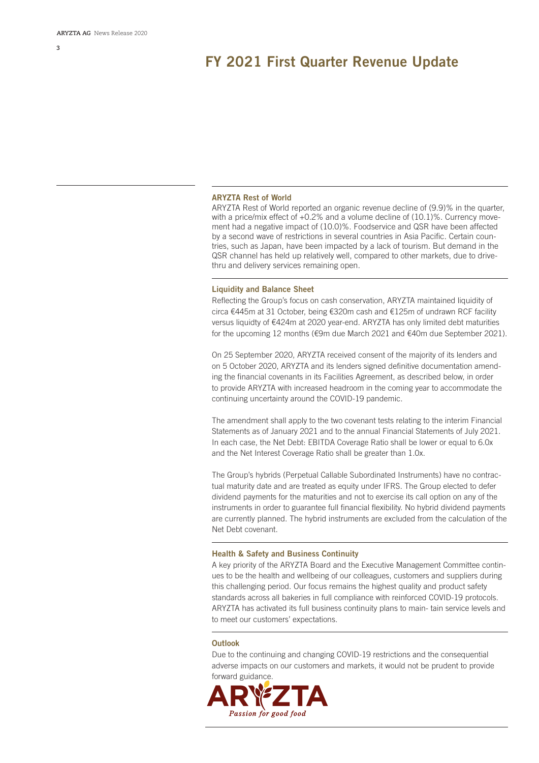# FY 2021 First Quarter Revenue Update

### ARYZTA Rest of World

ARYZTA Rest of World reported an organic revenue decline of (9.9)% in the quarter, with a price/mix effect of +0.2% and a volume decline of (10.1)%. Currency movement had a negative impact of (10.0)%. Foodservice and QSR have been affected by a second wave of restrictions in several countries in Asia Pacific. Certain countries, such as Japan, have been impacted by a lack of tourism. But demand in the QSR channel has held up relatively well, compared to other markets, due to drive-thru and delivery services remaining open.

### Liquidity and Balance Sheet

Reflecting the Group's focus on cash conservation, ARYZTA maintained liquidity of circa €445m at 31 October, being €320m cash and €125m of undrawn RCF facility versus liqudity of €424m at 2020 year-end. ARYZTA has only limited debt maturities for the upcoming 12 months (€9m due March 2021 and €40m due September 2021).

On 25 September 2020, ARYZTA received consent of the majority of its lenders and on 5 October 2020, ARYZTA and its lenders signed definitive documentation amending the financial covenants in its Facilities Agreement, as described below, in order to provide ARYZTA with increased headroom in the coming year to accommodate the continuing uncertainty around the COVID-19 pandemic.

The amendment shall apply to the two covenant tests relating to the interim Financial Statements as of January 2021 and to the annual Financial Statements of July 2021. In each case, the Net Debt: EBITDA Coverage Ratio shall be lower or equal to 6.0x and the Net Interest Coverage Ratio shall be greater than 1.0x.

The Group's hybrids (Perpetual Callable Subordinated Instruments) have no contractual maturity date and are treated as equity under IFRS. The Group elected to defer dividend payments for the maturities and not to exercise its call option on any of the instruments in order to guarantee full financial flexibility. No hybrid dividend payments are currently planned. The hybrid instruments are excluded from the calculation of the Net Debt covenant.

### Health & Safety and Business Continuity

A key priority of the ARYZTA Board and the Executive Management Committee continues to be the health and wellbeing of our colleagues, customers and suppliers during this challenging period. Our focus remains the highest quality and product safety standards across all bakeries in full compliance with reinforced COVID-19 protocols. ARYZTA has activated its full business continuity plans to main- tain service levels and to meet our customers' expectations.

### Outlook

Due to the continuing and changing COVID-19 restrictions and the consequential adverse impacts on our customers and markets, it would not be prudent to provide forward guidance.

ARYZTA
*Passion for good food*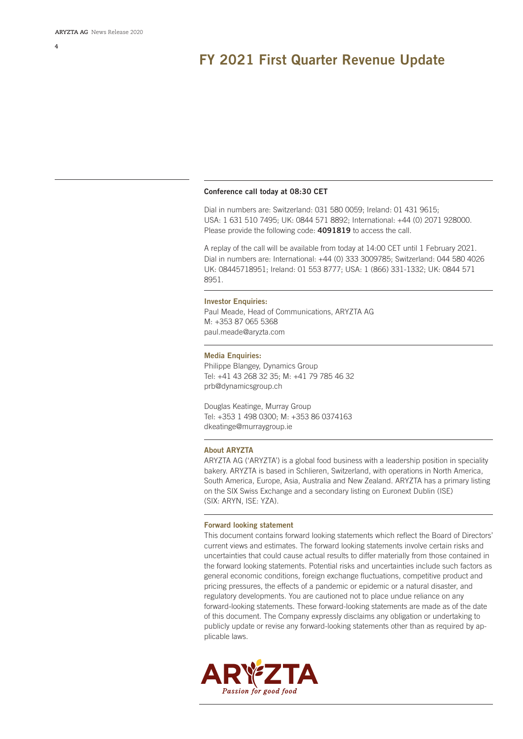# FY 2021 First Quarter Revenue Update

**Conference call today at 08:30 CET**

Dial in numbers are: Switzerland: 031 580 0059; Ireland: 01 431 9615; USA: 1 631 510 7495; UK: 0844 571 8892; International: +44 (0) 2071 928000. Please provide the following code: **4091819** to access the call.

A replay of the call will be available from today at 14:00 CET until 1 February 2021. Dial in numbers are: International: +44 (0) 333 3009785; Switzerland: 044 580 4026 UK: 08445718951; Ireland: 01 553 8777; USA: 1 (866) 331-1332; UK: 0844 571 8951.

**Investor Enquiries:**
Paul Meade, Head of Communications, ARYZTA AG
M: +353 87 065 5368
paul.meade@aryzta.com

**Media Enquiries:**
Philippe Blangey, Dynamics Group
Tel: +41 43 268 32 35; M: +41 79 785 46 32
prb@dynamicsgroup.ch

Douglas Keatinge, Murray Group
Tel: +353 1 498 0300; M: +353 86 0374163
dkeatinge@murraygroup.ie

**About ARYZTA**

ARYZTA AG ('ARYZTA') is a global food business with a leadership position in speciality bakery. ARYZTA is based in Schlieren, Switzerland, with operations in North America, South America, Europe, Asia, Australia and New Zealand. ARYZTA has a primary listing on the SIX Swiss Exchange and a secondary listing on Euronext Dublin (ISE) (SIX: ARYN, ISE: YZA).

**Forward looking statement**

This document contains forward looking statements which reflect the Board of Directors' current views and estimates. The forward looking statements involve certain risks and uncertainties that could cause actual results to differ materially from those contained in the forward looking statements. Potential risks and uncertainties include such factors as general economic conditions, foreign exchange fluctuations, competitive product and pricing pressures, the effects of a pandemic or epidemic or a natural disaster, and regulatory developments. You are cautioned not to place undue reliance on any forward-looking statements. These forward-looking statements are made as of the date of this document. The Company expressly disclaims any obligation or undertaking to publicly update or revise any forward-looking statements other than as required by applicable laws.

ARYZTA
*Passion for good food*